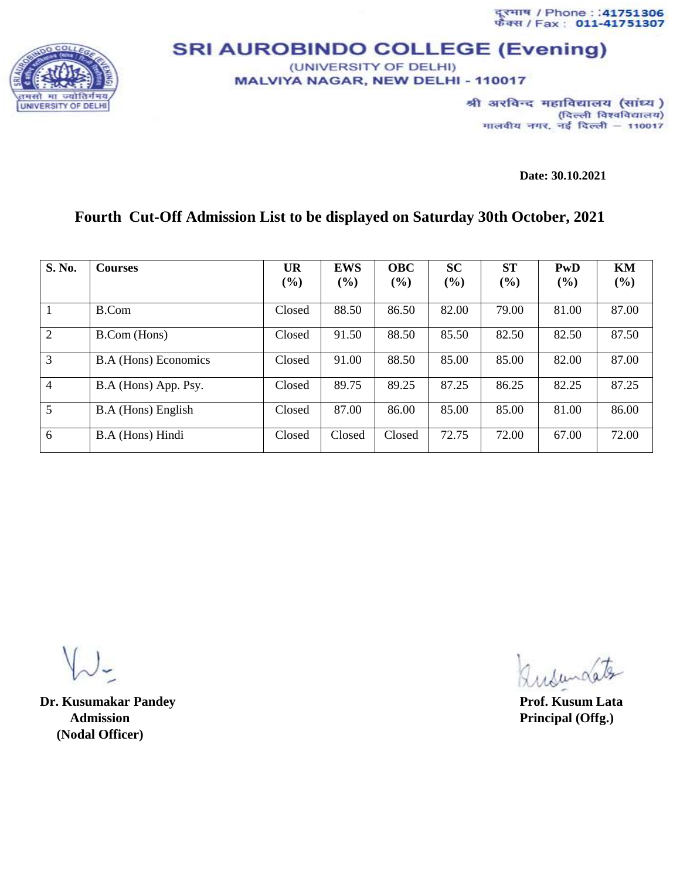दूरभाष / Phone : 41751306
फैक्स / Fax : 011-41751307

# SRI AUROBINDO COLLEGE (Evening)

(UNIVERSITY OF DELHI)
MALVIYA NAGAR, NEW DELHI - 110017

श्री अरविन्द महाविद्यालय (सांध्य)
(दिल्ली विश्वविद्यालय)
मालवीय नगर, नई दिल्ली – 110017

**Date: 30.10.2021**

## Fourth Cut-Off Admission List to be displayed on Saturday 30th October, 2021

| S. No. | Courses | UR (%) | EWS (%) | OBC (%) | SC (%) | ST (%) | PwD (%) | KM (%) |
|---|---|---|---|---|---|---|---|---|
| 1 | B.Com | Closed | 88.50 | 86.50 | 82.00 | 79.00 | 81.00 | 87.00 |
| 2 | B.Com (Hons) | Closed | 91.50 | 88.50 | 85.50 | 82.50 | 82.50 | 87.50 |
| 3 | B.A (Hons) Economics | Closed | 91.00 | 88.50 | 85.00 | 85.00 | 82.00 | 87.00 |
| 4 | B.A (Hons) App. Psy. | Closed | 89.75 | 89.25 | 87.25 | 86.25 | 82.25 | 87.25 |
| 5 | B.A (Hons) English | Closed | 87.00 | 86.00 | 85.00 | 85.00 | 81.00 | 86.00 |
| 6 | B.A (Hons) Hindi | Closed | Closed | Closed | 72.75 | 72.00 | 67.00 | 72.00 |

**Dr. Kusumakar Pandey**
**Admission**
**(Nodal Officer)**

**Prof. Kusum Lata**
**Principal (Offg.)**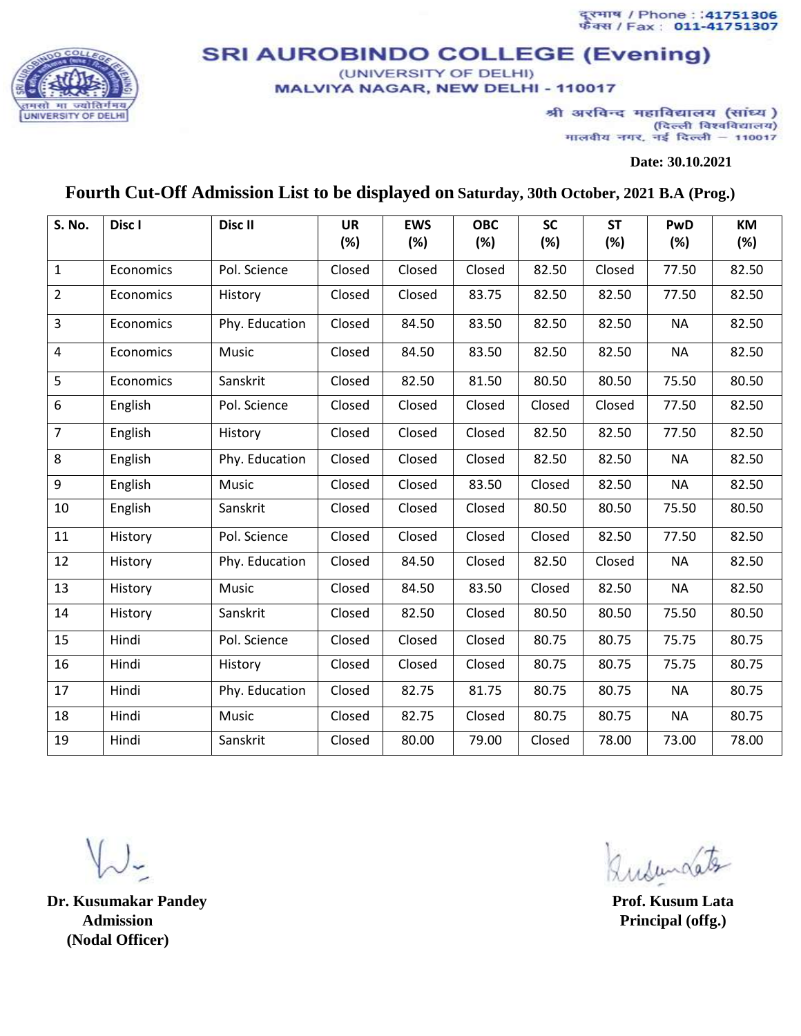दूरभाष / Phone : :41751306
फैक्स / Fax : 011-41751307

# SRI AUROBINDO COLLEGE (Evening)

(UNIVERSITY OF DELHI)
MALVIYA NAGAR, NEW DELHI - 110017

श्री अरविन्द महाविद्यालय (सांध्य)
(दिल्ली विश्वविद्यालय)
मालवीय नगर, नई दिल्ली – 110017

**Date: 30.10.2021**

## Fourth Cut-Off Admission List to be displayed on Saturday, 30th October, 2021 B.A (Prog.)

| S. No. | Disc I | Disc II | UR (%) | EWS (%) | OBC (%) | SC (%) | ST (%) | PwD (%) | KM (%) |
|---|---|---|---|---|---|---|---|---|---|
| 1 | Economics | Pol. Science | Closed | Closed | Closed | 82.50 | Closed | 77.50 | 82.50 |
| 2 | Economics | History | Closed | Closed | 83.75 | 82.50 | 82.50 | 77.50 | 82.50 |
| 3 | Economics | Phy. Education | Closed | 84.50 | 83.50 | 82.50 | 82.50 | NA | 82.50 |
| 4 | Economics | Music | Closed | 84.50 | 83.50 | 82.50 | 82.50 | NA | 82.50 |
| 5 | Economics | Sanskrit | Closed | 82.50 | 81.50 | 80.50 | 80.50 | 75.50 | 80.50 |
| 6 | English | Pol. Science | Closed | Closed | Closed | Closed | Closed | 77.50 | 82.50 |
| 7 | English | History | Closed | Closed | Closed | 82.50 | 82.50 | 77.50 | 82.50 |
| 8 | English | Phy. Education | Closed | Closed | Closed | 82.50 | 82.50 | NA | 82.50 |
| 9 | English | Music | Closed | Closed | 83.50 | Closed | 82.50 | NA | 82.50 |
| 10 | English | Sanskrit | Closed | Closed | Closed | 80.50 | 80.50 | 75.50 | 80.50 |
| 11 | History | Pol. Science | Closed | Closed | Closed | Closed | 82.50 | 77.50 | 82.50 |
| 12 | History | Phy. Education | Closed | 84.50 | Closed | 82.50 | Closed | NA | 82.50 |
| 13 | History | Music | Closed | 84.50 | 83.50 | Closed | 82.50 | NA | 82.50 |
| 14 | History | Sanskrit | Closed | 82.50 | Closed | 80.50 | 80.50 | 75.50 | 80.50 |
| 15 | Hindi | Pol. Science | Closed | Closed | Closed | 80.75 | 80.75 | 75.75 | 80.75 |
| 16 | Hindi | History | Closed | Closed | Closed | 80.75 | 80.75 | 75.75 | 80.75 |
| 17 | Hindi | Phy. Education | Closed | 82.75 | 81.75 | 80.75 | 80.75 | NA | 80.75 |
| 18 | Hindi | Music | Closed | 82.75 | Closed | 80.75 | 80.75 | NA | 80.75 |
| 19 | Hindi | Sanskrit | Closed | 80.00 | 79.00 | Closed | 78.00 | 73.00 | 78.00 |

**Dr. Kusumakar Pandey**
**Admission**
**(Nodal Officer)**

**Prof. Kusum Lata**
**Principal (offg.)**